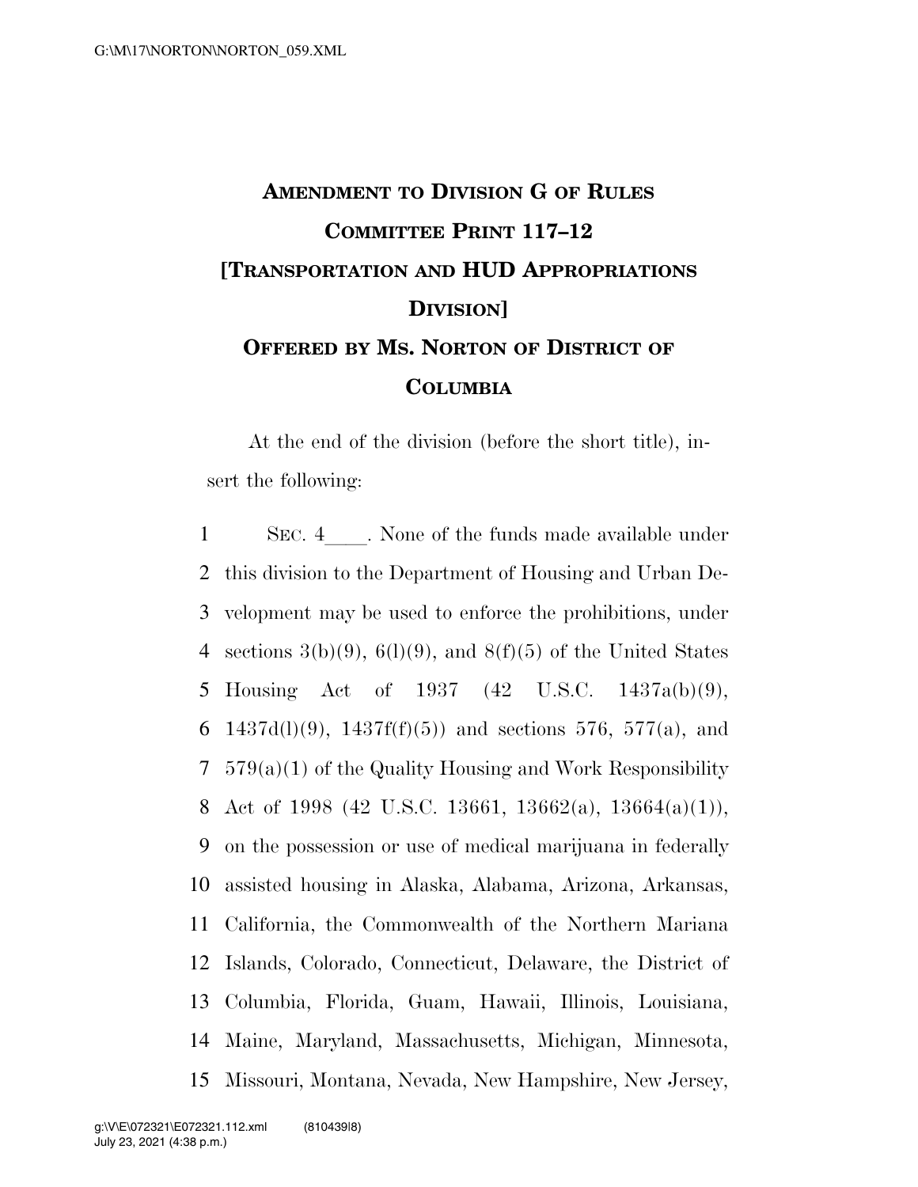# AMENDMENT TO DIVISION G OF RULES COMMITTEE PRINT 117–12 [TRANSPORTATION AND HUD APPROPRIATIONS DIVISION]

## OFFERED BY MS. NORTON OF DISTRICT OF COLUMBIA

At the end of the division (before the short title), insert the following:

SEC. 4\_\_\_\_. None of the funds made available under this division to the Department of Housing and Urban Development may be used to enforce the prohibitions, under sections 3(b)(9), 6(l)(9), and 8(f)(5) of the United States Housing Act of 1937 (42 U.S.C. 1437a(b)(9), 1437d(l)(9), 1437f(f)(5)) and sections 576, 577(a), and 579(a)(1) of the Quality Housing and Work Responsibility Act of 1998 (42 U.S.C. 13661, 13662(a), 13664(a)(1)), on the possession or use of medical marijuana in federally assisted housing in Alaska, Alabama, Arizona, Arkansas, California, the Commonwealth of the Northern Mariana Islands, Colorado, Connecticut, Delaware, the District of Columbia, Florida, Guam, Hawaii, Illinois, Louisiana, Maine, Maryland, Massachusetts, Michigan, Minnesota, Missouri, Montana, Nevada, New Hampshire, New Jersey,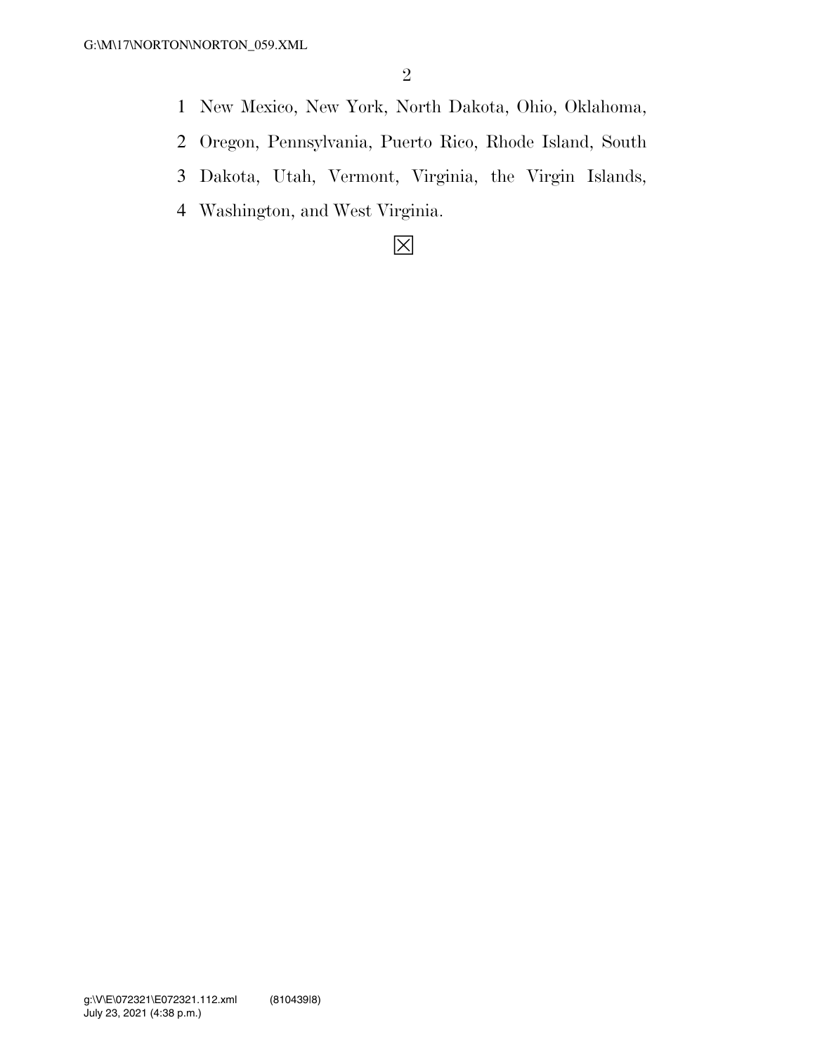New Mexico, New York, North Dakota, Ohio, Oklahoma, Oregon, Pennsylvania, Puerto Rico, Rhode Island, South Dakota, Utah, Vermont, Virginia, the Virgin Islands, Washington, and West Virginia.